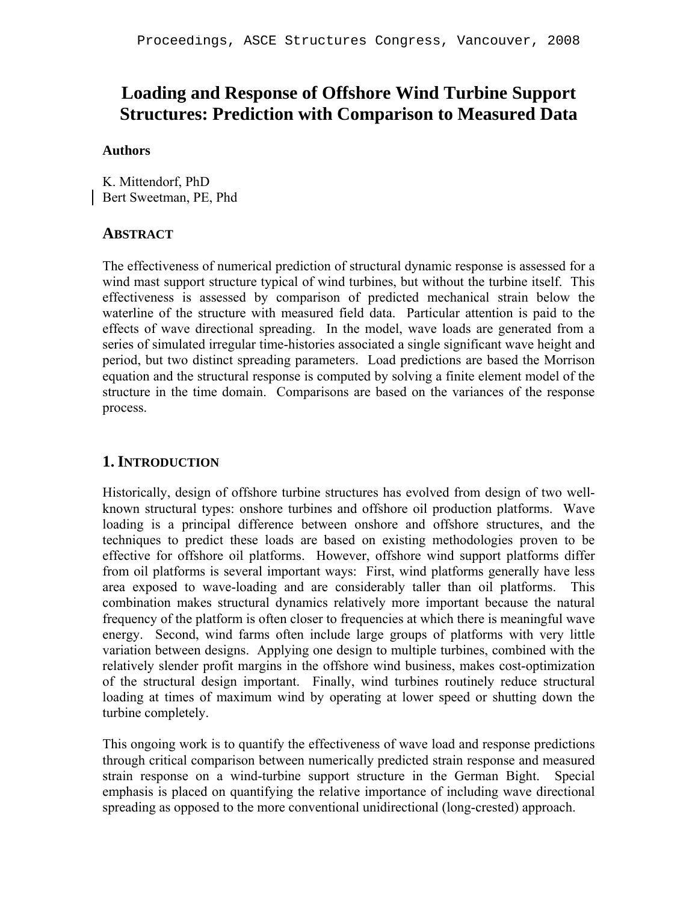Proceedings, ASCE Structures Congress, Vancouver, 2008

# Loading and Response of Offshore Wind Turbine Support Structures: Prediction with Comparison to Measured Data

**Authors**

K. Mittendorf, PhD
Bert Sweetman, PE, Phd

## ABSTRACT

The effectiveness of numerical prediction of structural dynamic response is assessed for a wind mast support structure typical of wind turbines, but without the turbine itself. This effectiveness is assessed by comparison of predicted mechanical strain below the waterline of the structure with measured field data. Particular attention is paid to the effects of wave directional spreading. In the model, wave loads are generated from a series of simulated irregular time-histories associated a single significant wave height and period, but two distinct spreading parameters. Load predictions are based the Morrison equation and the structural response is computed by solving a finite element model of the structure in the time domain. Comparisons are based on the variances of the response process.

## 1. INTRODUCTION

Historically, design of offshore turbine structures has evolved from design of two well-known structural types: onshore turbines and offshore oil production platforms. Wave loading is a principal difference between onshore and offshore structures, and the techniques to predict these loads are based on existing methodologies proven to be effective for offshore oil platforms. However, offshore wind support platforms differ from oil platforms is several important ways: First, wind platforms generally have less area exposed to wave-loading and are considerably taller than oil platforms. This combination makes structural dynamics relatively more important because the natural frequency of the platform is often closer to frequencies at which there is meaningful wave energy. Second, wind farms often include large groups of platforms with very little variation between designs. Applying one design to multiple turbines, combined with the relatively slender profit margins in the offshore wind business, makes cost-optimization of the structural design important. Finally, wind turbines routinely reduce structural loading at times of maximum wind by operating at lower speed or shutting down the turbine completely.

This ongoing work is to quantify the effectiveness of wave load and response predictions through critical comparison between numerically predicted strain response and measured strain response on a wind-turbine support structure in the German Bight. Special emphasis is placed on quantifying the relative importance of including wave directional spreading as opposed to the more conventional unidirectional (long-crested) approach.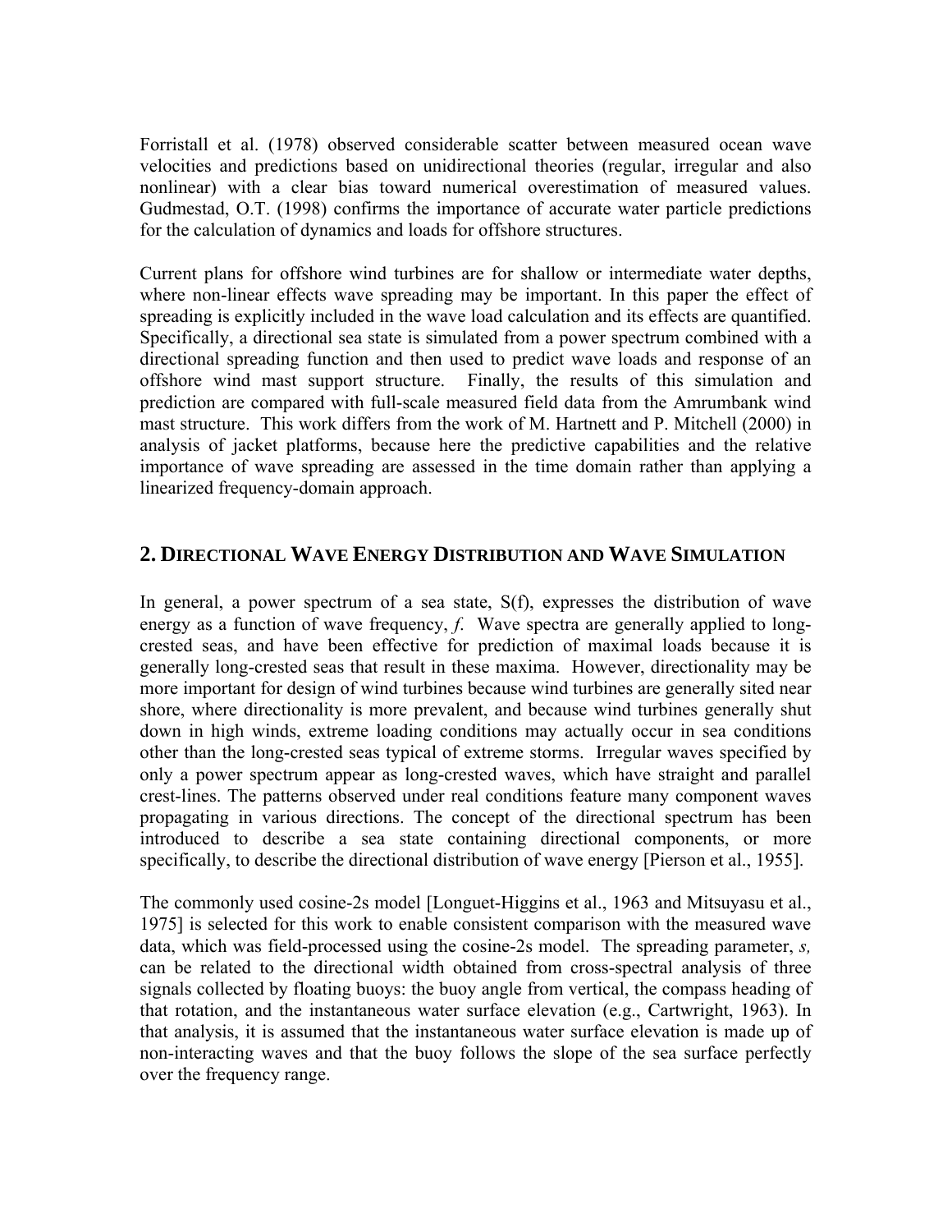Forristall et al. (1978) observed considerable scatter between measured ocean wave velocities and predictions based on unidirectional theories (regular, irregular and also nonlinear) with a clear bias toward numerical overestimation of measured values. Gudmestad, O.T. (1998) confirms the importance of accurate water particle predictions for the calculation of dynamics and loads for offshore structures.

Current plans for offshore wind turbines are for shallow or intermediate water depths, where non-linear effects wave spreading may be important. In this paper the effect of spreading is explicitly included in the wave load calculation and its effects are quantified. Specifically, a directional sea state is simulated from a power spectrum combined with a directional spreading function and then used to predict wave loads and response of an offshore wind mast support structure. Finally, the results of this simulation and prediction are compared with full-scale measured field data from the Amrumbank wind mast structure. This work differs from the work of M. Hartnett and P. Mitchell (2000) in analysis of jacket platforms, because here the predictive capabilities and the relative importance of wave spreading are assessed in the time domain rather than applying a linearized frequency-domain approach.

## 2. DIRECTIONAL WAVE ENERGY DISTRIBUTION AND WAVE SIMULATION

In general, a power spectrum of a sea state, $S(f)$, expresses the distribution of wave energy as a function of wave frequency, $f$. Wave spectra are generally applied to long-crested seas, and have been effective for prediction of maximal loads because it is generally long-crested seas that result in these maxima. However, directionality may be more important for design of wind turbines because wind turbines are generally sited near shore, where directionality is more prevalent, and because wind turbines generally shut down in high winds, extreme loading conditions may actually occur in sea conditions other than the long-crested seas typical of extreme storms. Irregular waves specified by only a power spectrum appear as long-crested waves, which have straight and parallel crest-lines. The patterns observed under real conditions feature many component waves propagating in various directions. The concept of the directional spectrum has been introduced to describe a sea state containing directional components, or more specifically, to describe the directional distribution of wave energy [Pierson et al., 1955].

The commonly used cosine-2s model [Longuet-Higgins et al., 1963 and Mitsuyasu et al., 1975] is selected for this work to enable consistent comparison with the measured wave data, which was field-processed using the cosine-2s model. The spreading parameter, $s$, can be related to the directional width obtained from cross-spectral analysis of three signals collected by floating buoys: the buoy angle from vertical, the compass heading of that rotation, and the instantaneous water surface elevation (e.g., Cartwright, 1963). In that analysis, it is assumed that the instantaneous water surface elevation is made up of non-interacting waves and that the buoy follows the slope of the sea surface perfectly over the frequency range.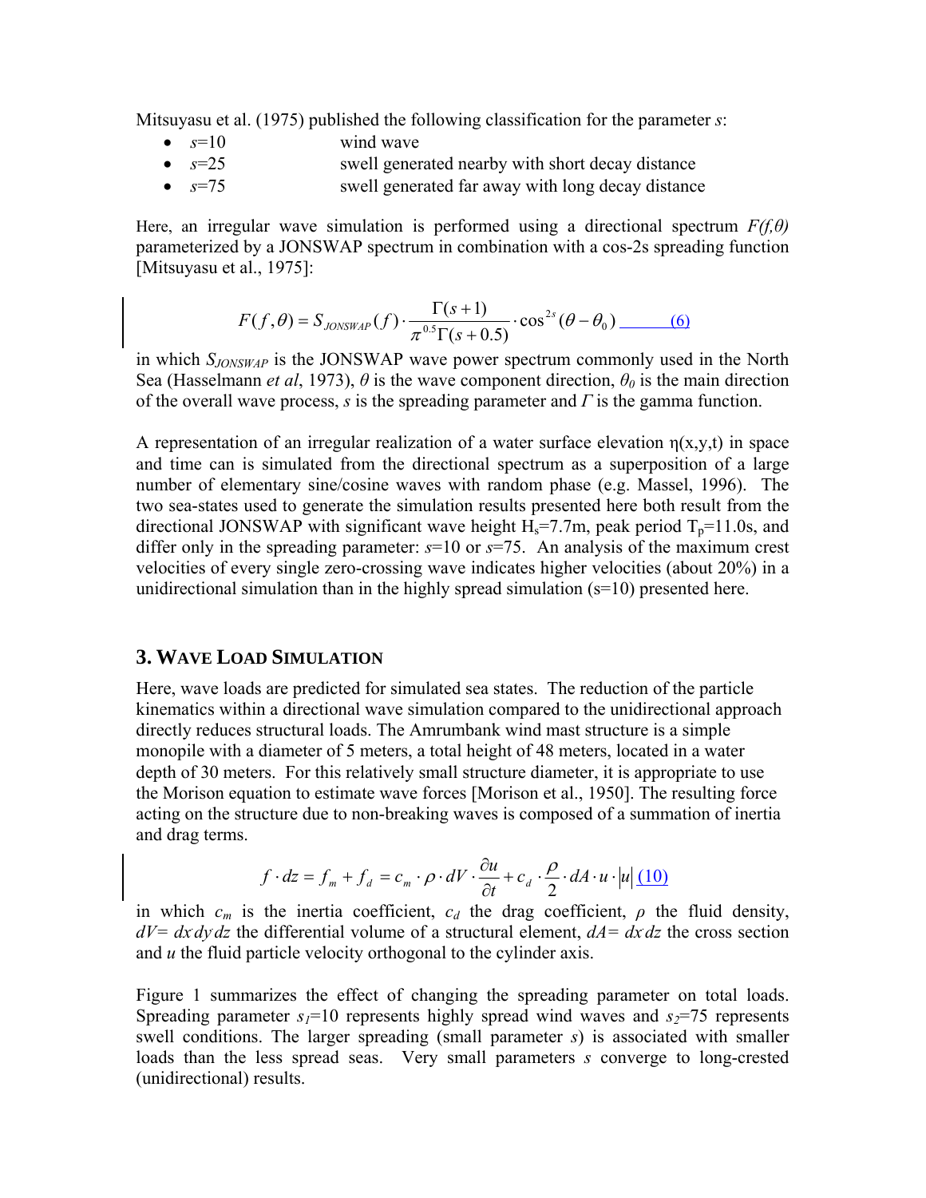Mitsuyasu et al. (1975) published the following classification for the parameter *s*:

- $s$=10 wind wave
- $s$=25 swell generated nearby with short decay distance
- $s$=75 swell generated far away with long decay distance

Here, an irregular wave simulation is performed using a directional spectrum $F(f,\theta)$ parameterized by a JONSWAP spectrum in combination with a cos-2s spreading function [Mitsuyasu et al., 1975]:

$$F(f,\theta) = S_{JONSWAP}(f) \cdot \frac{\Gamma(s+1)}{\pi^{0.5}\Gamma(s+0.5)} \cdot \cos^{2s}(\theta - \theta_0) \qquad (6)$$

in which $S_{JONSWAP}$ is the JONSWAP wave power spectrum commonly used in the North Sea (Hasselmann *et al*, 1973), $\theta$ is the wave component direction, $\theta_0$ is the main direction of the overall wave process, $s$ is the spreading parameter and $\Gamma$ is the gamma function.

A representation of an irregular realization of a water surface elevation η(x,y,t) in space and time can is simulated from the directional spectrum as a superposition of a large number of elementary sine/cosine waves with random phase (e.g. Massel, 1996). The two sea-states used to generate the simulation results presented here both result from the directional JONSWAP with significant wave height $H_s$=7.7m, peak period $T_p$=11.0s, and differ only in the spreading parameter: $s$=10 or $s$=75. An analysis of the maximum crest velocities of every single zero-crossing wave indicates higher velocities (about 20%) in a unidirectional simulation than in the highly spread simulation (s=10) presented here.

## 3. Wave Load Simulation

Here, wave loads are predicted for simulated sea states. The reduction of the particle kinematics within a directional wave simulation compared to the unidirectional approach directly reduces structural loads. The Amrumbank wind mast structure is a simple monopile with a diameter of 5 meters, a total height of 48 meters, located in a water depth of 30 meters. For this relatively small structure diameter, it is appropriate to use the Morison equation to estimate wave forces [Morison et al., 1950]. The resulting force acting on the structure due to non-breaking waves is composed of a summation of inertia and drag terms.

$$f \cdot dz = f_m + f_d = c_m \cdot \rho \cdot dV \cdot \frac{\partial u}{\partial t} + c_d \cdot \frac{\rho}{2} \cdot dA \cdot u \cdot |u| \qquad (10)$$

in which $c_m$ is the inertia coefficient, $c_d$ the drag coefficient, $\rho$ the fluid density, $dV = dx\,dy\,dz$ the differential volume of a structural element, $dA = dx\,dz$ the cross section and $u$ the fluid particle velocity orthogonal to the cylinder axis.

Figure 1 summarizes the effect of changing the spreading parameter on total loads. Spreading parameter $s_1$=10 represents highly spread wind waves and $s_2$=75 represents swell conditions. The larger spreading (small parameter $s$) is associated with smaller loads than the less spread seas. Very small parameters $s$ converge to long-crested (unidirectional) results.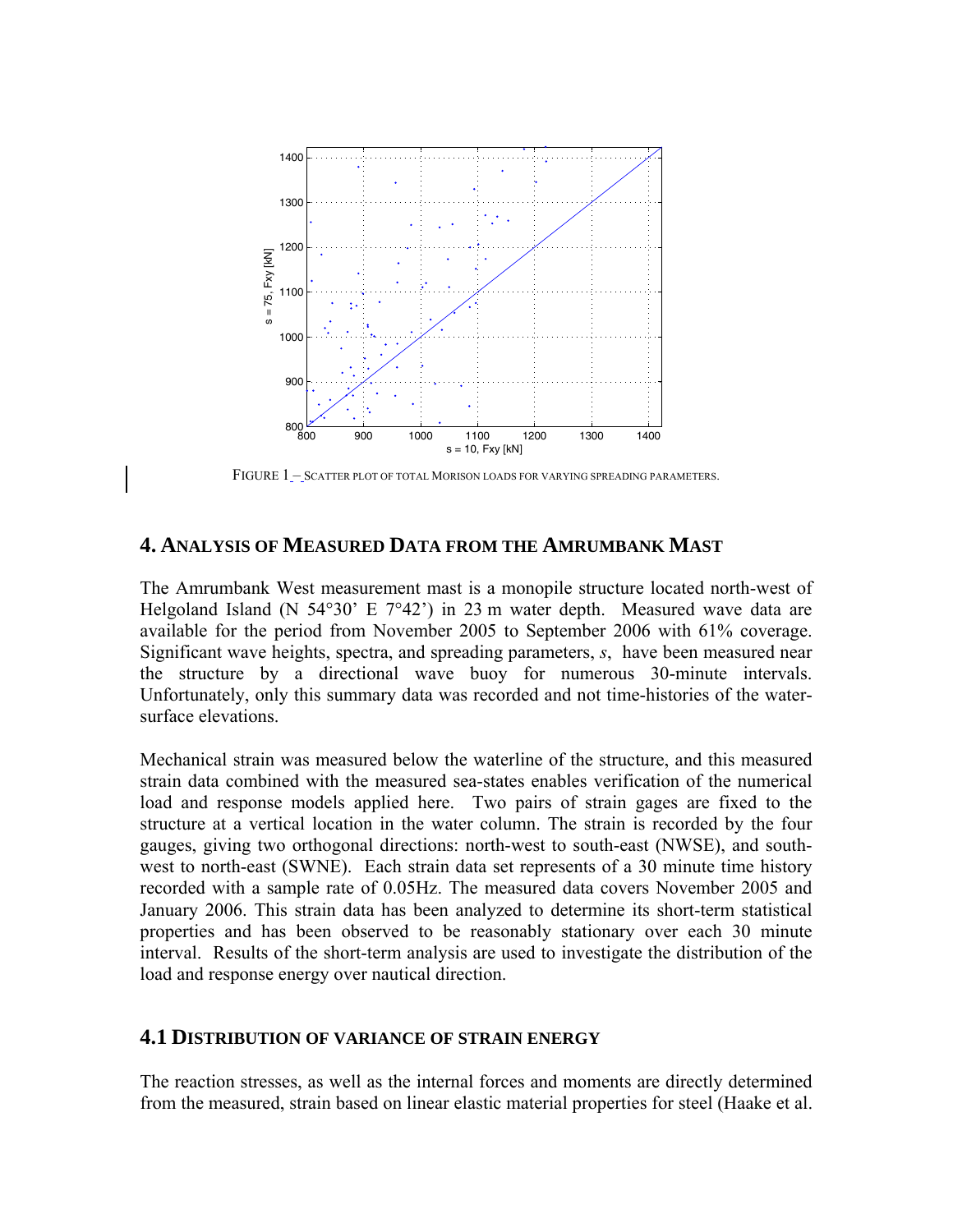FIGURE 1 – SCATTER PLOT OF TOTAL MORISON LOADS FOR VARYING SPREADING PARAMETERS.

## 4. ANALYSIS OF MEASURED DATA FROM THE AMRUMBANK MAST

The Amrumbank West measurement mast is a monopile structure located north-west of Helgoland Island (N 54°30' E 7°42') in 23 m water depth. Measured wave data are available for the period from November 2005 to September 2006 with 61% coverage. Significant wave heights, spectra, and spreading parameters, *s*, have been measured near the structure by a directional wave buoy for numerous 30-minute intervals. Unfortunately, only this summary data was recorded and not time-histories of the water-surface elevations.

Mechanical strain was measured below the waterline of the structure, and this measured strain data combined with the measured sea-states enables verification of the numerical load and response models applied here. Two pairs of strain gages are fixed to the structure at a vertical location in the water column. The strain is recorded by the four gauges, giving two orthogonal directions: north-west to south-east (NWSE), and south-west to north-east (SWNE). Each strain data set represents of a 30 minute time history recorded with a sample rate of 0.05Hz. The measured data covers November 2005 and January 2006. This strain data has been analyzed to determine its short-term statistical properties and has been observed to be reasonably stationary over each 30 minute interval. Results of the short-term analysis are used to investigate the distribution of the load and response energy over nautical direction.

### 4.1 DISTRIBUTION OF VARIANCE OF STRAIN ENERGY

The reaction stresses, as well as the internal forces and moments are directly determined from the measured, strain based on linear elastic material properties for steel (Haake et al.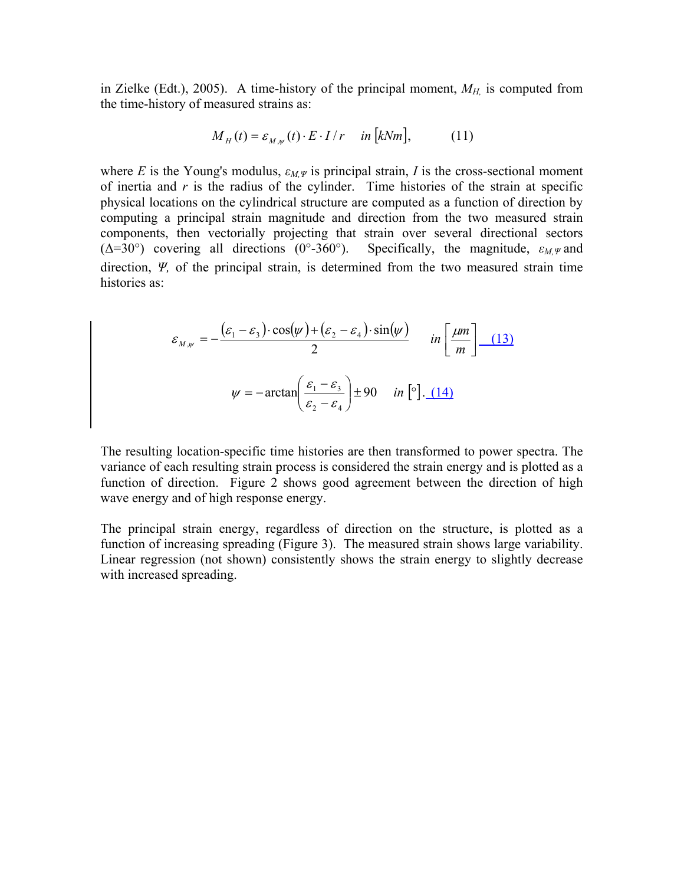in Zielke (Edt.), 2005). A time-history of the principal moment, $M_{H,}$ is computed from the time-history of measured strains as:

$$M_H(t) = \varepsilon_{M,\psi}(t) \cdot E \cdot I / r \quad in\ [kNm], \qquad (11)$$

where $E$ is the Young's modulus, $\varepsilon_{M,\Psi}$ is principal strain, $I$ is the cross-sectional moment of inertia and $r$ is the radius of the cylinder. Time histories of the strain at specific physical locations on the cylindrical structure are computed as a function of direction by computing a principal strain magnitude and direction from the two measured strain components, then vectorially projecting that strain over several directional sectors ($\Delta$=30°) covering all directions (0°-360°). Specifically, the magnitude, $\varepsilon_{M,\Psi}$ and direction, $\Psi$, of the principal strain, is determined from the two measured strain time histories as:

$$\varepsilon_{M,\psi} = -\frac{(\varepsilon_1 - \varepsilon_3)\cdot\cos(\psi) + (\varepsilon_2 - \varepsilon_4)\cdot\sin(\psi)}{2} \quad in\left[\frac{\mu m}{m}\right] \qquad (13)$$

$$\psi = -\arctan\left(\frac{\varepsilon_1 - \varepsilon_3}{\varepsilon_2 - \varepsilon_4}\right) \pm 90 \quad in\ [°]. \qquad (14)$$

The resulting location-specific time histories are then transformed to power spectra. The variance of each resulting strain process is considered the strain energy and is plotted as a function of direction. Figure 2 shows good agreement between the direction of high wave energy and of high response energy.

The principal strain energy, regardless of direction on the structure, is plotted as a function of increasing spreading (Figure 3). The measured strain shows large variability. Linear regression (not shown) consistently shows the strain energy to slightly decrease with increased spreading.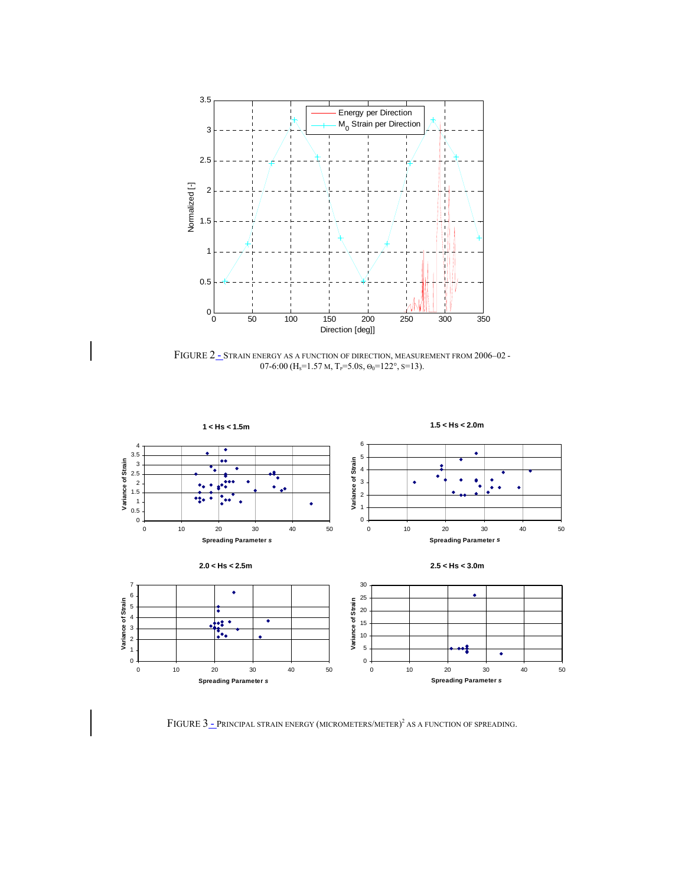FIGURE 2 - STRAIN ENERGY AS A FUNCTION OF DIRECTION, MEASUREMENT FROM 2006–02 - 07-6:00 ($H_S$=1.57 M, $T_P$=5.0S, $\Theta_0$=122°, S=13).

FIGURE 3 - PRINCIPAL STRAIN ENERGY (MICROMETERS/METER)$^2$ AS A FUNCTION OF SPREADING.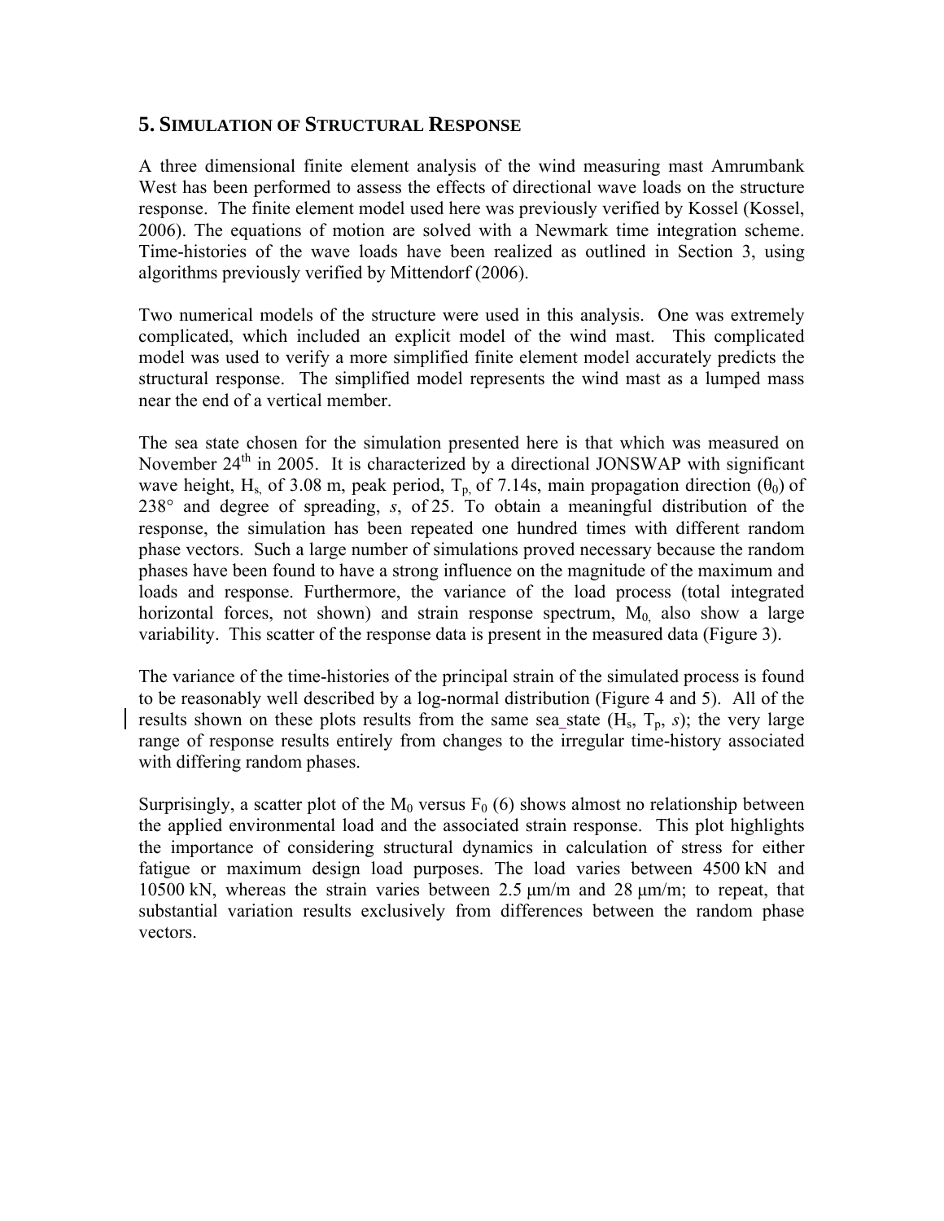## 5. Simulation of Structural Response

A three dimensional finite element analysis of the wind measuring mast Amrumbank West has been performed to assess the effects of directional wave loads on the structure response. The finite element model used here was previously verified by Kossel (Kossel, 2006). The equations of motion are solved with a Newmark time integration scheme. Time-histories of the wave loads have been realized as outlined in Section 3, using algorithms previously verified by Mittendorf (2006).

Two numerical models of the structure were used in this analysis. One was extremely complicated, which included an explicit model of the wind mast. This complicated model was used to verify a more simplified finite element model accurately predicts the structural response. The simplified model represents the wind mast as a lumped mass near the end of a vertical member.

The sea state chosen for the simulation presented here is that which was measured on November 24th in 2005. It is characterized by a directional JONSWAP with significant wave height, $H_s$, of 3.08 m, peak period, $T_p$, of 7.14s, main propagation direction ($\theta_0$) of 238° and degree of spreading, *s*, of 25. To obtain a meaningful distribution of the response, the simulation has been repeated one hundred times with different random phase vectors. Such a large number of simulations proved necessary because the random phases have been found to have a strong influence on the magnitude of the maximum and loads and response. Furthermore, the variance of the load process (total integrated horizontal forces, not shown) and strain response spectrum, $M_0$, also show a large variability. This scatter of the response data is present in the measured data (Figure 3).

The variance of the time-histories of the principal strain of the simulated process is found to be reasonably well described by a log-normal distribution (Figure 4 and 5). All of the results shown on these plots results from the same sea state ($H_s$, $T_p$, *s*); the very large range of response results entirely from changes to the irregular time-history associated with differing random phases.

Surprisingly, a scatter plot of the $M_0$ versus $F_0$ (6) shows almost no relationship between the applied environmental load and the associated strain response. This plot highlights the importance of considering structural dynamics in calculation of stress for either fatigue or maximum design load purposes. The load varies between 4500 kN and 10500 kN, whereas the strain varies between 2.5 µm/m and 28 µm/m; to repeat, that substantial variation results exclusively from differences between the random phase vectors.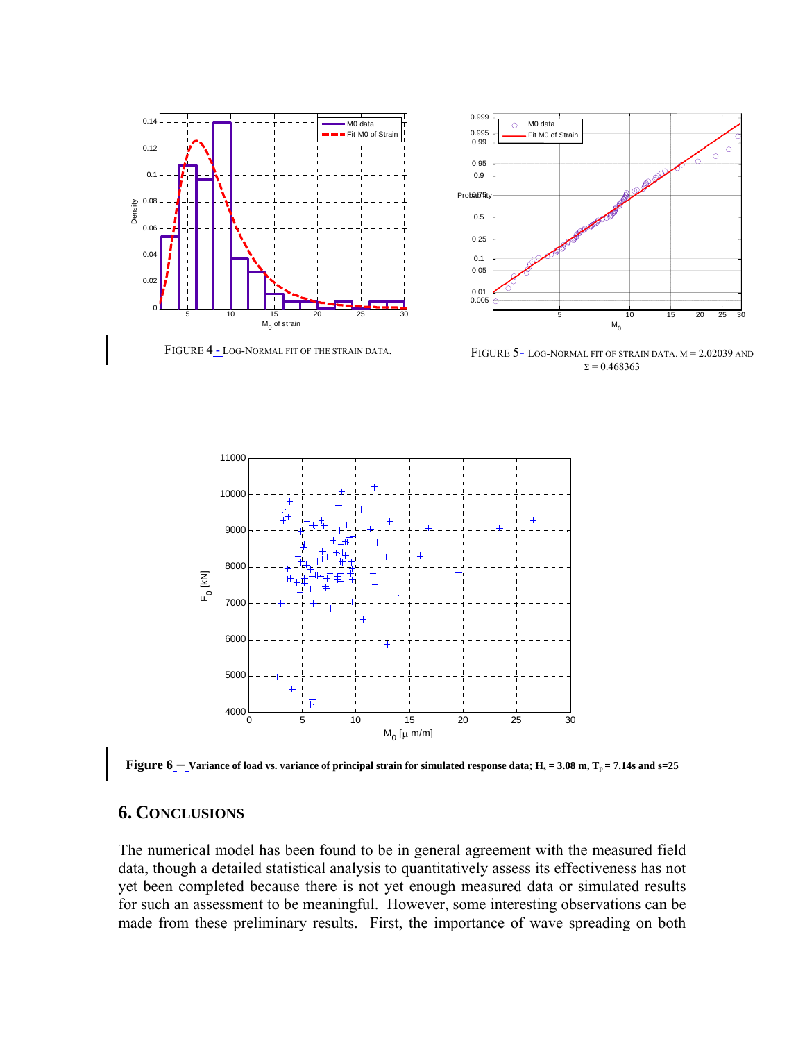FIGURE 4 - LOG-NORMAL FIT OF THE STRAIN DATA.

FIGURE 5- LOG-NORMAL FIT OF STRAIN DATA. M = 2.02039 AND Σ = 0.468363

**Figure 6 – Variance of load vs. variance of principal strain for simulated response data; $H_s$ = 3.08 m, $T_p$ = 7.14s and s=25**

## 6. CONCLUSIONS

The numerical model has been found to be in general agreement with the measured field data, though a detailed statistical analysis to quantitatively assess its effectiveness has not yet been completed because there is not yet enough measured data or simulated results for such an assessment to be meaningful. However, some interesting observations can be made from these preliminary results. First, the importance of wave spreading on both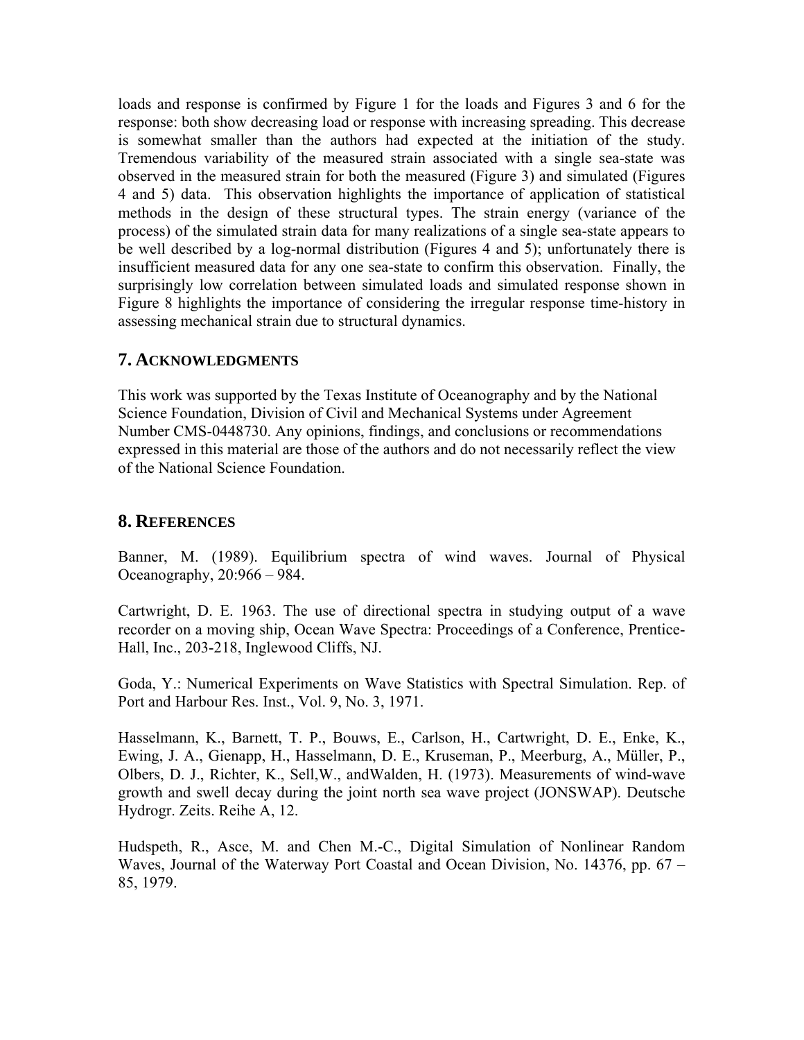loads and response is confirmed by Figure 1 for the loads and Figures 3 and 6 for the response: both show decreasing load or response with increasing spreading. This decrease is somewhat smaller than the authors had expected at the initiation of the study. Tremendous variability of the measured strain associated with a single sea-state was observed in the measured strain for both the measured (Figure 3) and simulated (Figures 4 and 5) data. This observation highlights the importance of application of statistical methods in the design of these structural types. The strain energy (variance of the process) of the simulated strain data for many realizations of a single sea-state appears to be well described by a log-normal distribution (Figures 4 and 5); unfortunately there is insufficient measured data for any one sea-state to confirm this observation. Finally, the surprisingly low correlation between simulated loads and simulated response shown in Figure 8 highlights the importance of considering the irregular response time-history in assessing mechanical strain due to structural dynamics.

## 7. ACKNOWLEDGMENTS

This work was supported by the Texas Institute of Oceanography and by the National Science Foundation, Division of Civil and Mechanical Systems under Agreement Number CMS-0448730. Any opinions, findings, and conclusions or recommendations expressed in this material are those of the authors and do not necessarily reflect the view of the National Science Foundation.

## 8. REFERENCES

Banner, M. (1989). Equilibrium spectra of wind waves. Journal of Physical Oceanography, 20:966 – 984.

Cartwright, D. E. 1963. The use of directional spectra in studying output of a wave recorder on a moving ship, Ocean Wave Spectra: Proceedings of a Conference, Prentice-Hall, Inc., 203-218, Inglewood Cliffs, NJ.

Goda, Y.: Numerical Experiments on Wave Statistics with Spectral Simulation. Rep. of Port and Harbour Res. Inst., Vol. 9, No. 3, 1971.

Hasselmann, K., Barnett, T. P., Bouws, E., Carlson, H., Cartwright, D. E., Enke, K., Ewing, J. A., Gienapp, H., Hasselmann, D. E., Kruseman, P., Meerburg, A., Müller, P., Olbers, D. J., Richter, K., Sell,W., andWalden, H. (1973). Measurements of wind-wave growth and swell decay during the joint north sea wave project (JONSWAP). Deutsche Hydrogr. Zeits. Reihe A, 12.

Hudspeth, R., Asce, M. and Chen M.-C., Digital Simulation of Nonlinear Random Waves, Journal of the Waterway Port Coastal and Ocean Division, No. 14376, pp. 67 – 85, 1979.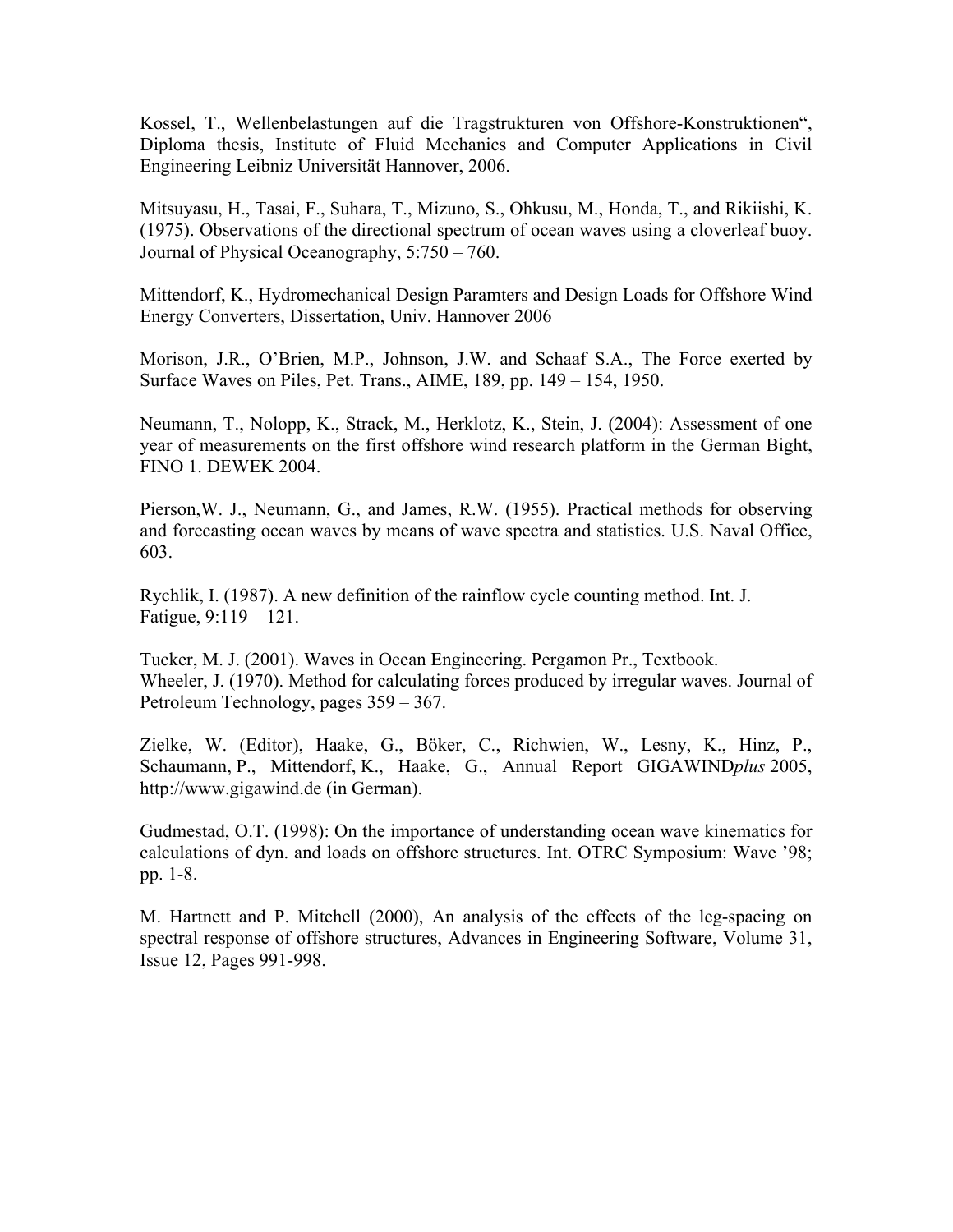Kossel, T., Wellenbelastungen auf die Tragstrukturen von Offshore-Konstruktionen“, Diploma thesis, Institute of Fluid Mechanics and Computer Applications in Civil Engineering Leibniz Universität Hannover, 2006.

Mitsuyasu, H., Tasai, F., Suhara, T., Mizuno, S., Ohkusu, M., Honda, T., and Rikiishi, K. (1975). Observations of the directional spectrum of ocean waves using a cloverleaf buoy. Journal of Physical Oceanography, 5:750 – 760.

Mittendorf, K., Hydromechanical Design Paramters and Design Loads for Offshore Wind Energy Converters, Dissertation, Univ. Hannover 2006

Morison, J.R., O’Brien, M.P., Johnson, J.W. and Schaaf S.A., The Force exerted by Surface Waves on Piles, Pet. Trans., AIME, 189, pp. 149 – 154, 1950.

Neumann, T., Nolopp, K., Strack, M., Herklotz, K., Stein, J. (2004): Assessment of one year of measurements on the first offshore wind research platform in the German Bight, FINO 1. DEWEK 2004.

Pierson,W. J., Neumann, G., and James, R.W. (1955). Practical methods for observing and forecasting ocean waves by means of wave spectra and statistics. U.S. Naval Office, 603.

Rychlik, I. (1987). A new definition of the rainflow cycle counting method. Int. J. Fatigue, 9:119 – 121.

Tucker, M. J. (2001). Waves in Ocean Engineering. Pergamon Pr., Textbook.
Wheeler, J. (1970). Method for calculating forces produced by irregular waves. Journal of Petroleum Technology, pages 359 – 367.

Zielke, W. (Editor), Haake, G., Böker, C., Richwien, W., Lesny, K., Hinz, P., Schaumann, P., Mittendorf, K., Haake, G., Annual Report GIGAWIND*plus* 2005, http://www.gigawind.de (in German).

Gudmestad, O.T. (1998): On the importance of understanding ocean wave kinematics for calculations of dyn. and loads on offshore structures. Int. OTRC Symposium: Wave ’98; pp. 1-8.

M. Hartnett and P. Mitchell (2000), An analysis of the effects of the leg-spacing on spectral response of offshore structures, Advances in Engineering Software, Volume 31, Issue 12, Pages 991-998.